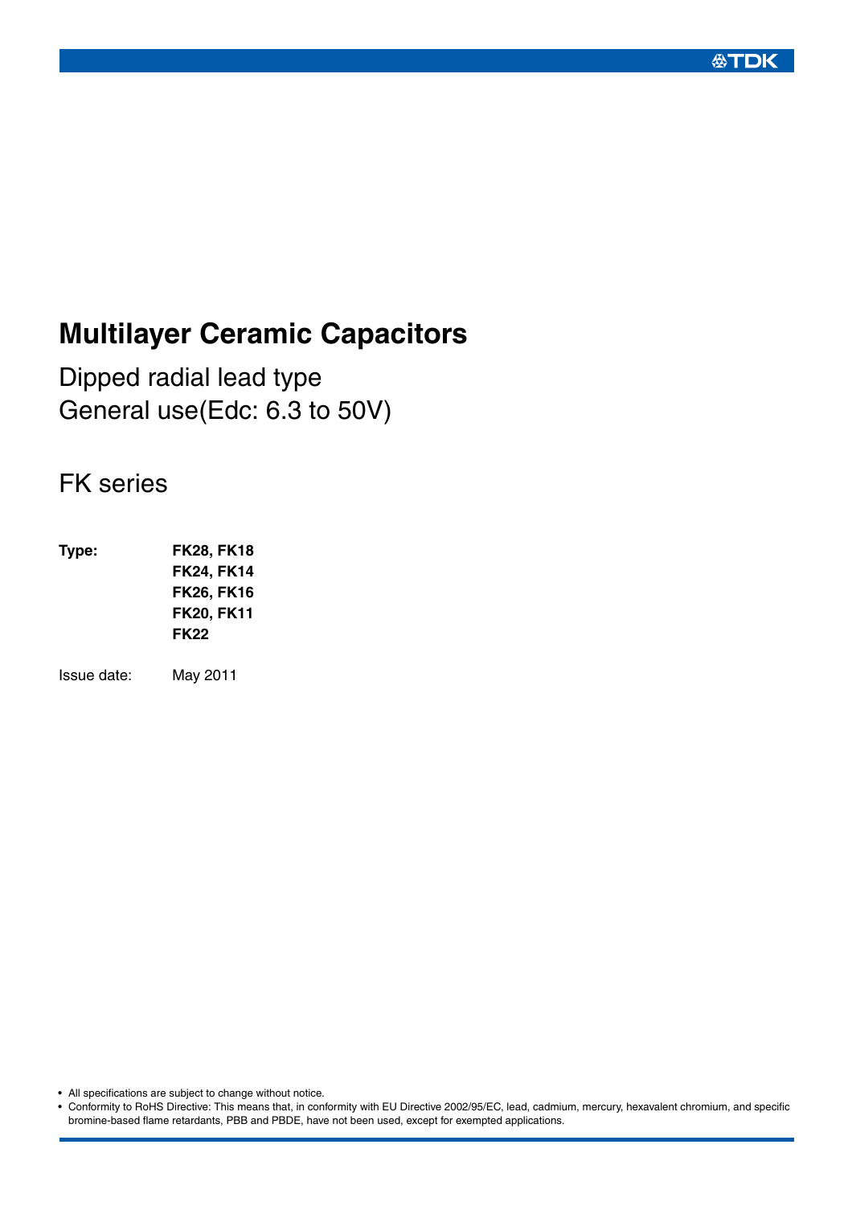# Multilayer Ceramic Capacitors

## Dipped radial lead type
## General use(Edc: 6.3 to 50V)

## FK series

**Type:** **FK28, FK18**
**FK24, FK14**
**FK26, FK16**
**FK20, FK11**
**FK22**

Issue date: May 2011

- All specifications are subject to change without notice.
- Conformity to RoHS Directive: This means that, in conformity with EU Directive 2002/95/EC, lead, cadmium, mercury, hexavalent chromium, and specific bromine-based flame retardants, PBB and PBDE, have not been used, except for exempted applications.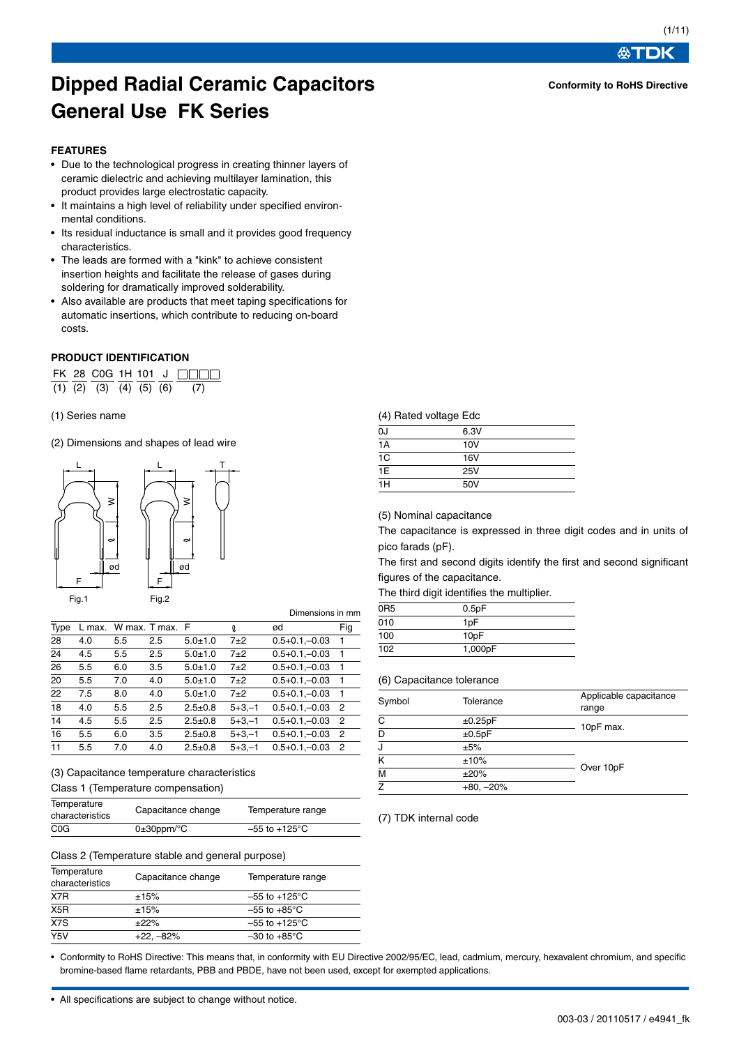# Dipped Radial Ceramic Capacitors General Use FK Series

**Conformity to RoHS Directive**

## FEATURES

- Due to the technological progress in creating thinner layers of ceramic dielectric and achieving multilayer lamination, this product provides large electrostatic capacity.
- It maintains a high level of reliability under specified environmental conditions.
- Its residual inductance is small and it provides good frequency characteristics.
- The leads are formed with a "kink" to achieve consistent insertion heights and facilitate the release of gases during soldering for dramatically improved solderability.
- Also available are products that meet taping specifications for automatic insertions, which contribute to reducing on-board costs.

## PRODUCT IDENTIFICATION

| FK | 28 | C0G | 1H | 101 | J | □□□□ |
|---|---|---|---|---|---|---|
| (1) | (2) | (3) | (4) | (5) | (6) | (7) |

(1) Series name

(2) Dimensions and shapes of lead wire

Fig.1 Fig.2

Dimensions in mm

| Type | L max. | W max. | T max. | F | ℓ | ød | Fig |
|---|---|---|---|---|---|---|---|
| 28 | 4.0 | 5.5 | 2.5 | 5.0±1.0 | 7±2 | 0.5+0.1,–0.03 | 1 |
| 24 | 4.5 | 5.5 | 2.5 | 5.0±1.0 | 7±2 | 0.5+0.1,–0.03 | 1 |
| 26 | 5.5 | 6.0 | 3.5 | 5.0±1.0 | 7±2 | 0.5+0.1,–0.03 | 1 |
| 20 | 5.5 | 7.0 | 4.0 | 5.0±1.0 | 7±2 | 0.5+0.1,–0.03 | 1 |
| 22 | 7.5 | 8.0 | 4.0 | 5.0±1.0 | 7±2 | 0.5+0.1,–0.03 | 1 |
| 18 | 4.0 | 5.5 | 2.5 | 2.5±0.8 | 5+3,–1 | 0.5+0.1,–0.03 | 2 |
| 14 | 4.5 | 5.5 | 2.5 | 2.5±0.8 | 5+3,–1 | 0.5+0.1,–0.03 | 2 |
| 16 | 5.5 | 6.0 | 3.5 | 2.5±0.8 | 5+3,–1 | 0.5+0.1,–0.03 | 2 |
| 11 | 5.5 | 7.0 | 4.0 | 2.5±0.8 | 5+3,–1 | 0.5+0.1,–0.03 | 2 |

(3) Capacitance temperature characteristics

Class 1 (Temperature compensation)

| Temperature characteristics | Capacitance change | Temperature range |
|---|---|---|
| C0G | 0±30ppm/°C | –55 to +125°C |

Class 2 (Temperature stable and general purpose)

| Temperature characteristics | Capacitance change | Temperature range |
|---|---|---|
| X7R | ±15% | –55 to +125°C |
| X5R | ±15% | –55 to +85°C |
| X7S | ±22% | –55 to +125°C |
| Y5V | +22, –82% | –30 to +85°C |

(4) Rated voltage Edc

| | |
|---|---|
| 0J | 6.3V |
| 1A | 10V |
| 1C | 16V |
| 1E | 25V |
| 1H | 50V |

(5) Nominal capacitance

The capacitance is expressed in three digit codes and in units of pico farads (pF).

The first and second digits identify the first and second significant figures of the capacitance.

The third digit identifies the multiplier.

| | |
|---|---|
| 0R5 | 0.5pF |
| 010 | 1pF |
| 100 | 10pF |
| 102 | 1,000pF |

(6) Capacitance tolerance

| Symbol | Tolerance | Applicable capacitance range |
|---|---|---|
| C | ±0.25pF | 10pF max. |
| D | ±0.5pF | |
| J | ±5% | Over 10pF |
| K | ±10% | |
| M | ±20% | |
| Z | +80, –20% | |

(7) TDK internal code

- Conformity to RoHS Directive: This means that, in conformity with EU Directive 2002/95/EC, lead, cadmium, mercury, hexavalent chromium, and specific bromine-based flame retardants, PBB and PBDE, have not been used, except for exempted applications.

- All specifications are subject to change without notice.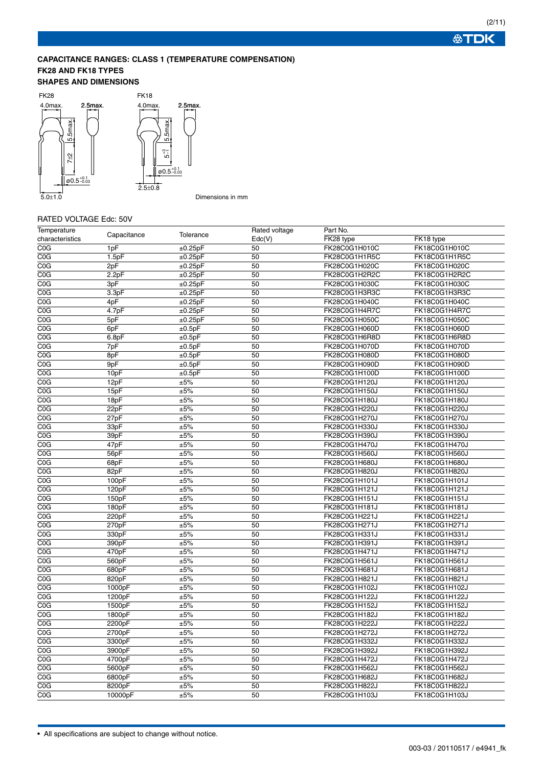### CAPACITANCE RANGES: CLASS 1 (TEMPERATURE COMPENSATION)

### FK28 AND FK18 TYPES

### SHAPES AND DIMENSIONS

FK28: 4.0max. 2.5max. 5.5max. 7±2 ø0.5 $^{+0.1}_{-0.03}$ 5.0±1.0

FK18: 4.0max. 2.5max. 5.5max. 5 $^{+3}_{-1}$ ø0.5 $^{+0.1}_{-0.03}$ 2.5±0.8

Dimensions in mm

RATED VOLTAGE Edc: 50V

| Temperature characteristics | Capacitance | Tolerance | Rated voltage Edc(V) | Part No. FK28 type | Part No. FK18 type |
|---|---|---|---|---|---|
| C0G | 1pF | ±0.25pF | 50 | FK28C0G1H010C | FK18C0G1H010C |
| C0G | 1.5pF | ±0.25pF | 50 | FK28C0G1H1R5C | FK18C0G1H1R5C |
| C0G | 2pF | ±0.25pF | 50 | FK28C0G1H020C | FK18C0G1H020C |
| C0G | 2.2pF | ±0.25pF | 50 | FK28C0G1H2R2C | FK18C0G1H2R2C |
| C0G | 3pF | ±0.25pF | 50 | FK28C0G1H030C | FK18C0G1H030C |
| C0G | 3.3pF | ±0.25pF | 50 | FK28C0G1H3R3C | FK18C0G1H3R3C |
| C0G | 4pF | ±0.25pF | 50 | FK28C0G1H040C | FK18C0G1H040C |
| C0G | 4.7pF | ±0.25pF | 50 | FK28C0G1H4R7C | FK18C0G1H4R7C |
| C0G | 5pF | ±0.25pF | 50 | FK28C0G1H050C | FK18C0G1H050C |
| C0G | 6pF | ±0.5pF | 50 | FK28C0G1H060D | FK18C0G1H060D |
| C0G | 6.8pF | ±0.5pF | 50 | FK28C0G1H6R8D | FK18C0G1H6R8D |
| C0G | 7pF | ±0.5pF | 50 | FK28C0G1H070D | FK18C0G1H070D |
| C0G | 8pF | ±0.5pF | 50 | FK28C0G1H080D | FK18C0G1H080D |
| C0G | 9pF | ±0.5pF | 50 | FK28C0G1H090D | FK18C0G1H090D |
| C0G | 10pF | ±0.5pF | 50 | FK28C0G1H100D | FK18C0G1H100D |
| C0G | 12pF | ±5% | 50 | FK28C0G1H120J | FK18C0G1H120J |
| C0G | 15pF | ±5% | 50 | FK28C0G1H150J | FK18C0G1H150J |
| C0G | 18pF | ±5% | 50 | FK28C0G1H180J | FK18C0G1H180J |
| C0G | 22pF | ±5% | 50 | FK28C0G1H220J | FK18C0G1H220J |
| C0G | 27pF | ±5% | 50 | FK28C0G1H270J | FK18C0G1H270J |
| C0G | 33pF | ±5% | 50 | FK28C0G1H330J | FK18C0G1H330J |
| C0G | 39pF | ±5% | 50 | FK28C0G1H390J | FK18C0G1H390J |
| C0G | 47pF | ±5% | 50 | FK28C0G1H470J | FK18C0G1H470J |
| C0G | 56pF | ±5% | 50 | FK28C0G1H560J | FK18C0G1H560J |
| C0G | 68pF | ±5% | 50 | FK28C0G1H680J | FK18C0G1H680J |
| C0G | 82pF | ±5% | 50 | FK28C0G1H820J | FK18C0G1H820J |
| C0G | 100pF | ±5% | 50 | FK28C0G1H101J | FK18C0G1H101J |
| C0G | 120pF | ±5% | 50 | FK28C0G1H121J | FK18C0G1H121J |
| C0G | 150pF | ±5% | 50 | FK28C0G1H151J | FK18C0G1H151J |
| C0G | 180pF | ±5% | 50 | FK28C0G1H181J | FK18C0G1H181J |
| C0G | 220pF | ±5% | 50 | FK28C0G1H221J | FK18C0G1H221J |
| C0G | 270pF | ±5% | 50 | FK28C0G1H271J | FK18C0G1H271J |
| C0G | 330pF | ±5% | 50 | FK28C0G1H331J | FK18C0G1H331J |
| C0G | 390pF | ±5% | 50 | FK28C0G1H391J | FK18C0G1H391J |
| C0G | 470pF | ±5% | 50 | FK28C0G1H471J | FK18C0G1H471J |
| C0G | 560pF | ±5% | 50 | FK28C0G1H561J | FK18C0G1H561J |
| C0G | 680pF | ±5% | 50 | FK28C0G1H681J | FK18C0G1H681J |
| C0G | 820pF | ±5% | 50 | FK28C0G1H821J | FK18C0G1H821J |
| C0G | 1000pF | ±5% | 50 | FK28C0G1H102J | FK18C0G1H102J |
| C0G | 1200pF | ±5% | 50 | FK28C0G1H122J | FK18C0G1H122J |
| C0G | 1500pF | ±5% | 50 | FK28C0G1H152J | FK18C0G1H152J |
| C0G | 1800pF | ±5% | 50 | FK28C0G1H182J | FK18C0G1H182J |
| C0G | 2200pF | ±5% | 50 | FK28C0G1H222J | FK18C0G1H222J |
| C0G | 2700pF | ±5% | 50 | FK28C0G1H272J | FK18C0G1H272J |
| C0G | 3300pF | ±5% | 50 | FK28C0G1H332J | FK18C0G1H332J |
| C0G | 3900pF | ±5% | 50 | FK28C0G1H392J | FK18C0G1H392J |
| C0G | 4700pF | ±5% | 50 | FK28C0G1H472J | FK18C0G1H472J |
| C0G | 5600pF | ±5% | 50 | FK28C0G1H562J | FK18C0G1H562J |
| C0G | 6800pF | ±5% | 50 | FK28C0G1H682J | FK18C0G1H682J |
| C0G | 8200pF | ±5% | 50 | FK28C0G1H822J | FK18C0G1H822J |
| C0G | 10000pF | ±5% | 50 | FK28C0G1H103J | FK18C0G1H103J |

• All specifications are subject to change without notice.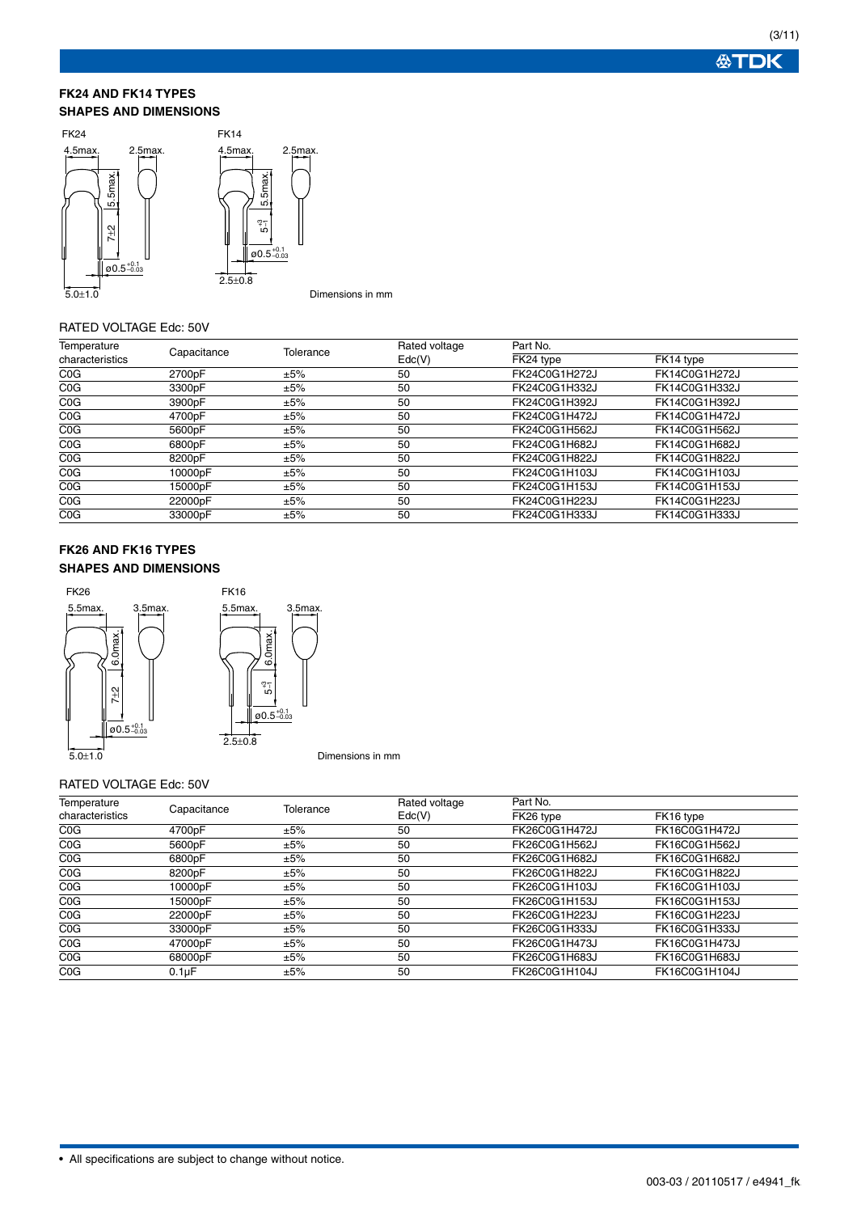## FK24 AND FK14 TYPES

## SHAPES AND DIMENSIONS

FK24

4.5max. 2.5max. 5.5max. 7±2 ø0.5$^{+0.1}_{-0.03}$ 5.0±1.0

FK14

4.5max. 2.5max. 5.5max. 5$^{+3}_{-1}$ ø0.5$^{+0.1}_{-0.03}$ 2.5±0.8

Dimensions in mm

RATED VOLTAGE Edc: 50V

| Temperature characteristics | Capacitance | Tolerance | Rated voltage Edc(V) | Part No. | |
|---|---|---|---|---|---|
| | | | | FK24 type | FK14 type |
| C0G | 2700pF | ±5% | 50 | FK24C0G1H272J | FK14C0G1H272J |
| C0G | 3300pF | ±5% | 50 | FK24C0G1H332J | FK14C0G1H332J |
| C0G | 3900pF | ±5% | 50 | FK24C0G1H392J | FK14C0G1H392J |
| C0G | 4700pF | ±5% | 50 | FK24C0G1H472J | FK14C0G1H472J |
| C0G | 5600pF | ±5% | 50 | FK24C0G1H562J | FK14C0G1H562J |
| C0G | 6800pF | ±5% | 50 | FK24C0G1H682J | FK14C0G1H682J |
| C0G | 8200pF | ±5% | 50 | FK24C0G1H822J | FK14C0G1H822J |
| C0G | 10000pF | ±5% | 50 | FK24C0G1H103J | FK14C0G1H103J |
| C0G | 15000pF | ±5% | 50 | FK24C0G1H153J | FK14C0G1H153J |
| C0G | 22000pF | ±5% | 50 | FK24C0G1H223J | FK14C0G1H223J |
| C0G | 33000pF | ±5% | 50 | FK24C0G1H333J | FK14C0G1H333J |

## FK26 AND FK16 TYPES

## SHAPES AND DIMENSIONS

FK26

5.5max. 3.5max. 6.0max. 7±2 ø0.5$^{+0.1}_{-0.03}$ 5.0±1.0

FK16

5.5max. 3.5max. 6.0max. 5$^{+3}_{-1}$ ø0.5$^{+0.1}_{-0.03}$ 2.5±0.8

Dimensions in mm

RATED VOLTAGE Edc: 50V

| Temperature characteristics | Capacitance | Tolerance | Rated voltage Edc(V) | Part No. | |
|---|---|---|---|---|---|
| | | | | FK26 type | FK16 type |
| C0G | 4700pF | ±5% | 50 | FK26C0G1H472J | FK16C0G1H472J |
| C0G | 5600pF | ±5% | 50 | FK26C0G1H562J | FK16C0G1H562J |
| C0G | 6800pF | ±5% | 50 | FK26C0G1H682J | FK16C0G1H682J |
| C0G | 8200pF | ±5% | 50 | FK26C0G1H822J | FK16C0G1H822J |
| C0G | 10000pF | ±5% | 50 | FK26C0G1H103J | FK16C0G1H103J |
| C0G | 15000pF | ±5% | 50 | FK26C0G1H153J | FK16C0G1H153J |
| C0G | 22000pF | ±5% | 50 | FK26C0G1H223J | FK16C0G1H223J |
| C0G | 33000pF | ±5% | 50 | FK26C0G1H333J | FK16C0G1H333J |
| C0G | 47000pF | ±5% | 50 | FK26C0G1H473J | FK16C0G1H473J |
| C0G | 68000pF | ±5% | 50 | FK26C0G1H683J | FK16C0G1H683J |
| C0G | 0.1μF | ±5% | 50 | FK26C0G1H104J | FK16C0G1H104J |

• All specifications are subject to change without notice.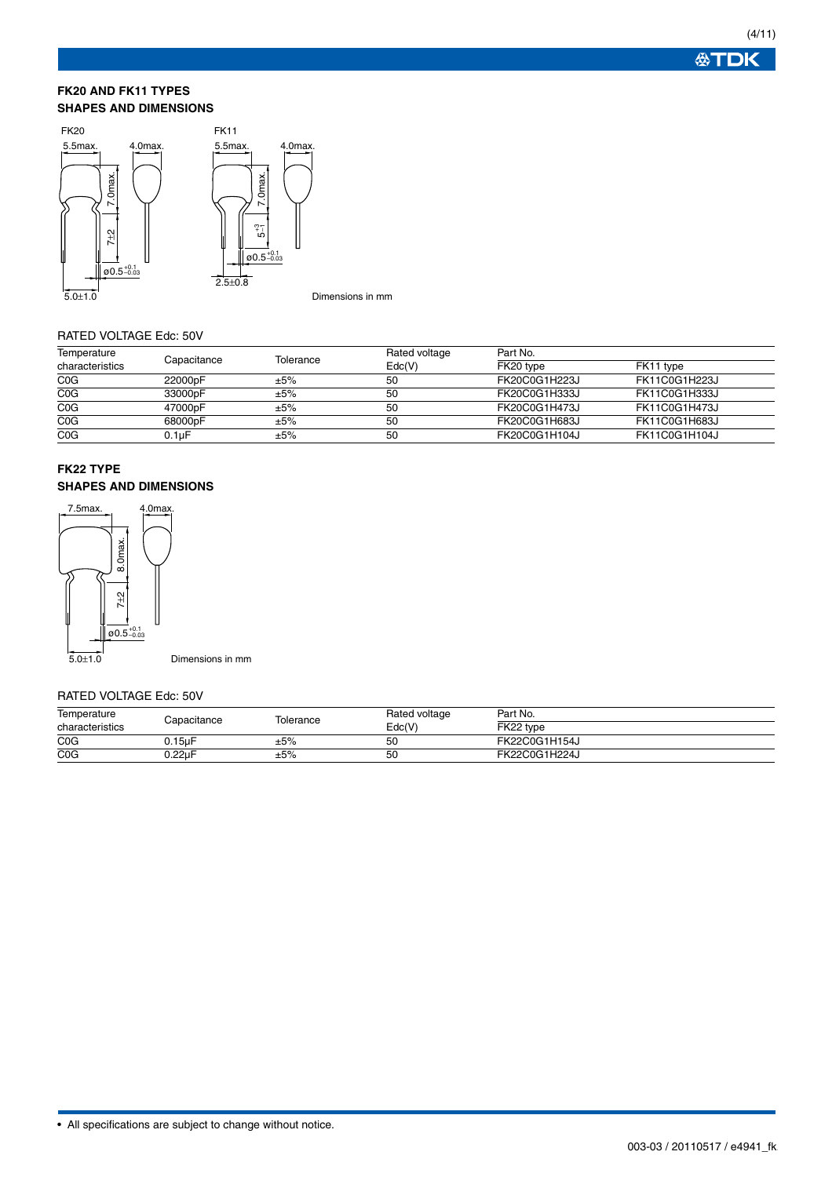## FK20 AND FK11 TYPES
## SHAPES AND DIMENSIONS

FK20

5.5max. 4.0max. 7.0max. 7±2 ø0.5$^{+0.1}_{-0.03}$ 5.0±1.0

FK11

5.5max. 4.0max. 7.0max. 5$^{+3}_{-1}$ ø0.5$^{+0.1}_{-0.03}$ 2.5±0.8

Dimensions in mm

### RATED VOLTAGE Edc: 50V

| Temperature characteristics | Capacitance | Tolerance | Rated voltage Edc(V) | Part No. FK20 type | Part No. FK11 type |
|---|---|---|---|---|---|
| C0G | 22000pF | ±5% | 50 | FK20C0G1H223J | FK11C0G1H223J |
| C0G | 33000pF | ±5% | 50 | FK20C0G1H333J | FK11C0G1H333J |
| C0G | 47000pF | ±5% | 50 | FK20C0G1H473J | FK11C0G1H473J |
| C0G | 68000pF | ±5% | 50 | FK20C0G1H683J | FK11C0G1H683J |
| C0G | 0.1μF | ±5% | 50 | FK20C0G1H104J | FK11C0G1H104J |

## FK22 TYPE
## SHAPES AND DIMENSIONS

7.5max. 4.0max. 8.0max. 7±2 ø0.5$^{+0.1}_{-0.03}$ 5.0±1.0

Dimensions in mm

### RATED VOLTAGE Edc: 50V

| Temperature characteristics | Capacitance | Tolerance | Rated voltage Edc(V) | Part No. FK22 type |
|---|---|---|---|---|
| C0G | 0.15μF | ±5% | 50 | FK22C0G1H154J |
| C0G | 0.22μF | ±5% | 50 | FK22C0G1H224J |

• All specifications are subject to change without notice.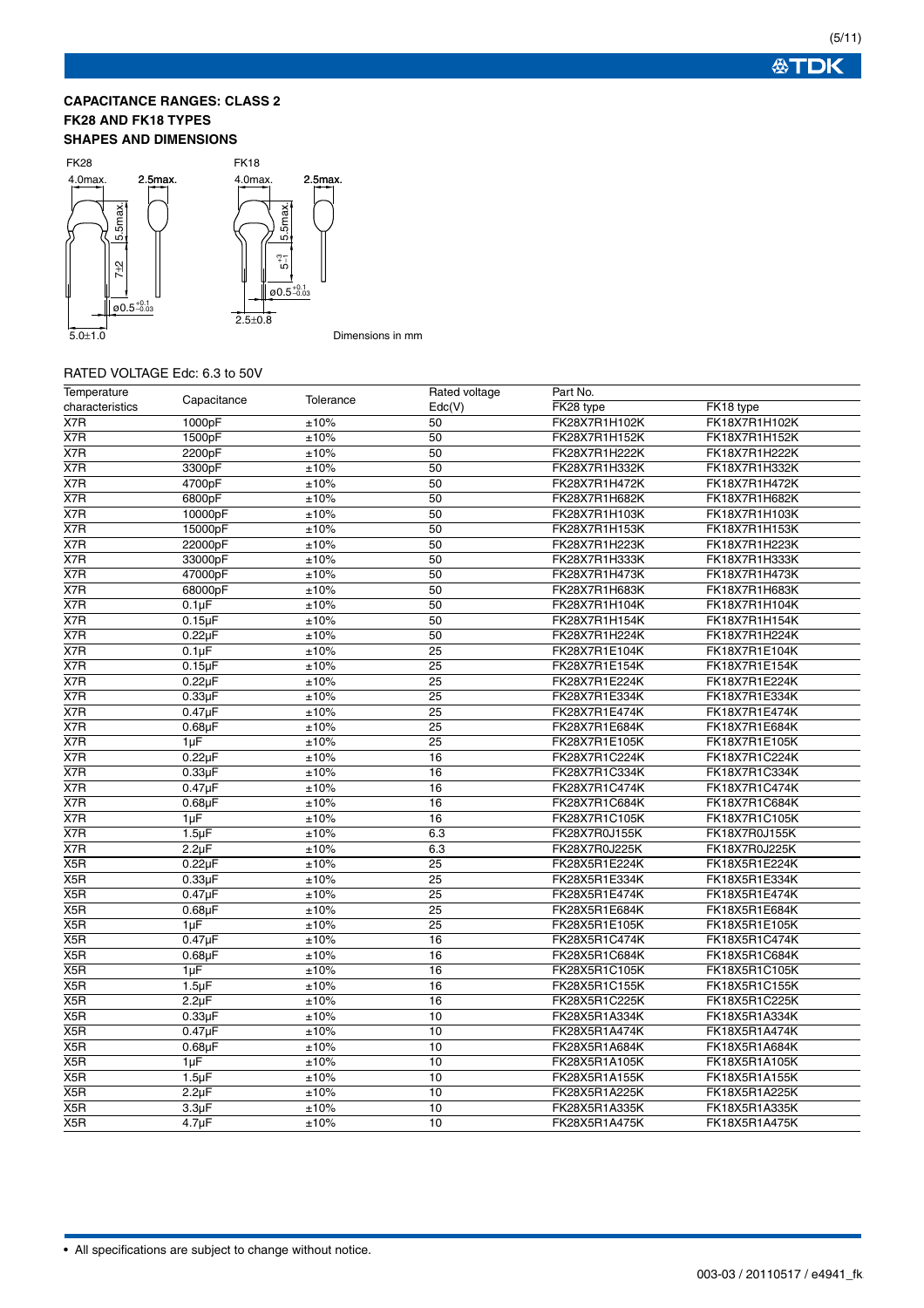**CAPACITANCE RANGES: CLASS 2**
**FK28 AND FK18 TYPES**
**SHAPES AND DIMENSIONS**

FK28

4.0max. 2.5max. 5.5max. 7±2 ø0.5$^{+0.1}_{-0.03}$ 5.0±1.0

FK18

4.0max. 2.5max. 5.5max. 5$^{+3}_{-1}$ ø0.5$^{+0.1}_{-0.03}$ 2.5±0.8

Dimensions in mm

RATED VOLTAGE Edc: 6.3 to 50V

| Temperature characteristics | Capacitance | Tolerance | Rated voltage Edc(V) | Part No. FK28 type | FK18 type |
|---|---|---|---|---|---|
| X7R | 1000pF | ±10% | 50 | FK28X7R1H102K | FK18X7R1H102K |
| X7R | 1500pF | ±10% | 50 | FK28X7R1H152K | FK18X7R1H152K |
| X7R | 2200pF | ±10% | 50 | FK28X7R1H222K | FK18X7R1H222K |
| X7R | 3300pF | ±10% | 50 | FK28X7R1H332K | FK18X7R1H332K |
| X7R | 4700pF | ±10% | 50 | FK28X7R1H472K | FK18X7R1H472K |
| X7R | 6800pF | ±10% | 50 | FK28X7R1H682K | FK18X7R1H682K |
| X7R | 10000pF | ±10% | 50 | FK28X7R1H103K | FK18X7R1H103K |
| X7R | 15000pF | ±10% | 50 | FK28X7R1H153K | FK18X7R1H153K |
| X7R | 22000pF | ±10% | 50 | FK28X7R1H223K | FK18X7R1H223K |
| X7R | 33000pF | ±10% | 50 | FK28X7R1H333K | FK18X7R1H333K |
| X7R | 47000pF | ±10% | 50 | FK28X7R1H473K | FK18X7R1H473K |
| X7R | 68000pF | ±10% | 50 | FK28X7R1H683K | FK18X7R1H683K |
| X7R | 0.1μF | ±10% | 50 | FK28X7R1H104K | FK18X7R1H104K |
| X7R | 0.15μF | ±10% | 50 | FK28X7R1H154K | FK18X7R1H154K |
| X7R | 0.22μF | ±10% | 50 | FK28X7R1H224K | FK18X7R1H224K |
| X7R | 0.1μF | ±10% | 25 | FK28X7R1E104K | FK18X7R1E104K |
| X7R | 0.15μF | ±10% | 25 | FK28X7R1E154K | FK18X7R1E154K |
| X7R | 0.22μF | ±10% | 25 | FK28X7R1E224K | FK18X7R1E224K |
| X7R | 0.33μF | ±10% | 25 | FK28X7R1E334K | FK18X7R1E334K |
| X7R | 0.47μF | ±10% | 25 | FK28X7R1E474K | FK18X7R1E474K |
| X7R | 0.68μF | ±10% | 25 | FK28X7R1E684K | FK18X7R1E684K |
| X7R | 1μF | ±10% | 25 | FK28X7R1E105K | FK18X7R1E105K |
| X7R | 0.22μF | ±10% | 16 | FK28X7R1C224K | FK18X7R1C224K |
| X7R | 0.33μF | ±10% | 16 | FK28X7R1C334K | FK18X7R1C334K |
| X7R | 0.47μF | ±10% | 16 | FK28X7R1C474K | FK18X7R1C474K |
| X7R | 0.68μF | ±10% | 16 | FK28X7R1C684K | FK18X7R1C684K |
| X7R | 1μF | ±10% | 16 | FK28X7R1C105K | FK18X7R1C105K |
| X7R | 1.5μF | ±10% | 6.3 | FK28X7R0J155K | FK18X7R0J155K |
| X7R | 2.2μF | ±10% | 6.3 | FK28X7R0J225K | FK18X7R0J225K |
| X5R | 0.22μF | ±10% | 25 | FK28X5R1E224K | FK18X5R1E224K |
| X5R | 0.33μF | ±10% | 25 | FK28X5R1E334K | FK18X5R1E334K |
| X5R | 0.47μF | ±10% | 25 | FK28X5R1E474K | FK18X5R1E474K |
| X5R | 0.68μF | ±10% | 25 | FK28X5R1E684K | FK18X5R1E684K |
| X5R | 1μF | ±10% | 25 | FK28X5R1E105K | FK18X5R1E105K |
| X5R | 0.47μF | ±10% | 16 | FK28X5R1C474K | FK18X5R1C474K |
| X5R | 0.68μF | ±10% | 16 | FK28X5R1C684K | FK18X5R1C684K |
| X5R | 1μF | ±10% | 16 | FK28X5R1C105K | FK18X5R1C105K |
| X5R | 1.5μF | ±10% | 16 | FK28X5R1C155K | FK18X5R1C155K |
| X5R | 2.2μF | ±10% | 16 | FK28X5R1C225K | FK18X5R1C225K |
| X5R | 0.33μF | ±10% | 10 | FK28X5R1A334K | FK18X5R1A334K |
| X5R | 0.47μF | ±10% | 10 | FK28X5R1A474K | FK18X5R1A474K |
| X5R | 0.68μF | ±10% | 10 | FK28X5R1A684K | FK18X5R1A684K |
| X5R | 1μF | ±10% | 10 | FK28X5R1A105K | FK18X5R1A105K |
| X5R | 1.5μF | ±10% | 10 | FK28X5R1A155K | FK18X5R1A155K |
| X5R | 2.2μF | ±10% | 10 | FK28X5R1A225K | FK18X5R1A225K |
| X5R | 3.3μF | ±10% | 10 | FK28X5R1A335K | FK18X5R1A335K |
| X5R | 4.7μF | ±10% | 10 | FK28X5R1A475K | FK18X5R1A475K |

• All specifications are subject to change without notice.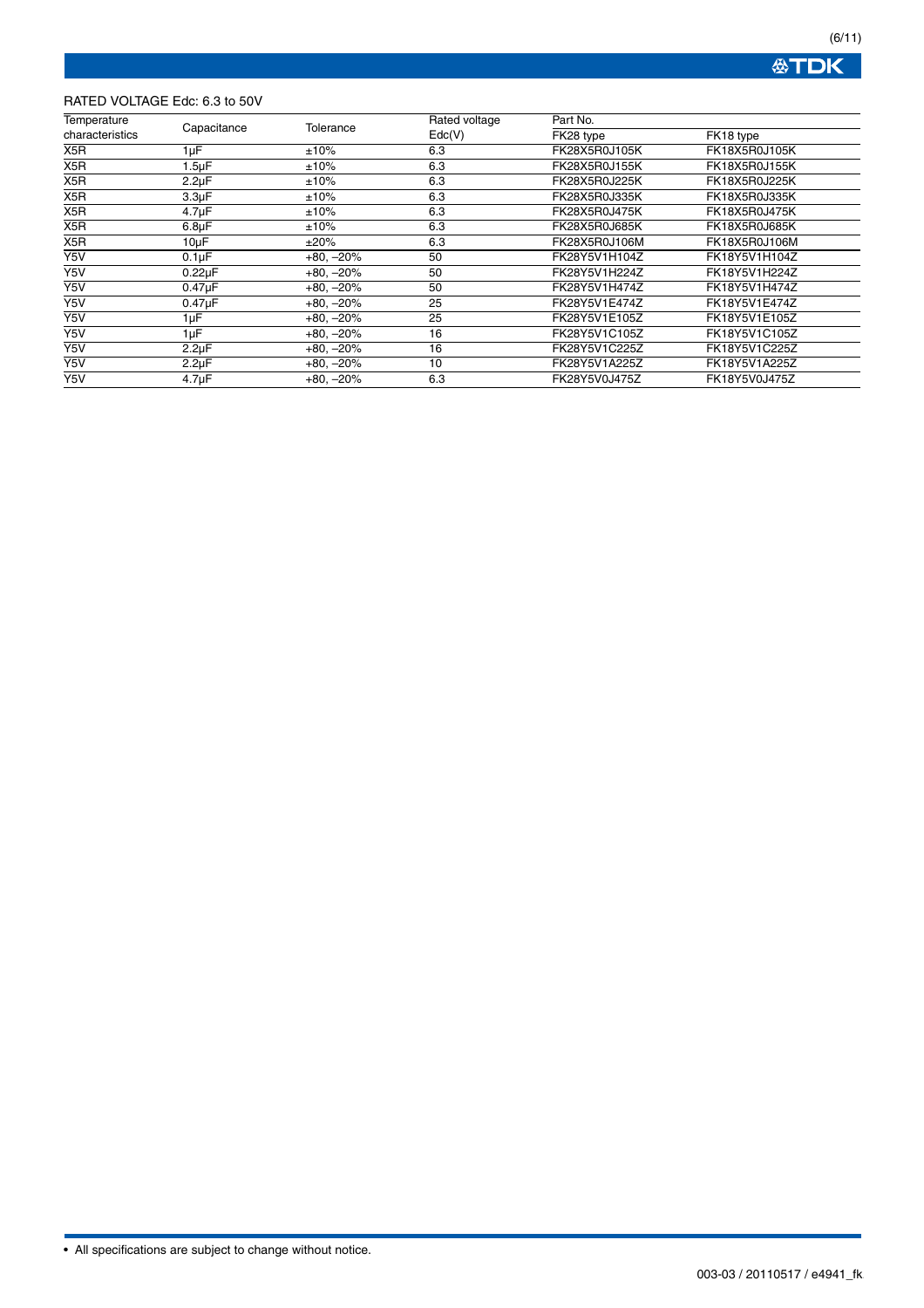RATED VOLTAGE Edc: 6.3 to 50V

| Temperature characteristics | Capacitance | Tolerance | Rated voltage Edc(V) | Part No. | |
|---|---|---|---|---|---|
| | | | | FK28 type | FK18 type |
| X5R | 1μF | ±10% | 6.3 | FK28X5R0J105K | FK18X5R0J105K |
| X5R | 1.5μF | ±10% | 6.3 | FK28X5R0J155K | FK18X5R0J155K |
| X5R | 2.2μF | ±10% | 6.3 | FK28X5R0J225K | FK18X5R0J225K |
| X5R | 3.3μF | ±10% | 6.3 | FK28X5R0J335K | FK18X5R0J335K |
| X5R | 4.7μF | ±10% | 6.3 | FK28X5R0J475K | FK18X5R0J475K |
| X5R | 6.8μF | ±10% | 6.3 | FK28X5R0J685K | FK18X5R0J685K |
| X5R | 10μF | ±20% | 6.3 | FK28X5R0J106M | FK18X5R0J106M |
| Y5V | 0.1μF | +80, –20% | 50 | FK28Y5V1H104Z | FK18Y5V1H104Z |
| Y5V | 0.22μF | +80, –20% | 50 | FK28Y5V1H224Z | FK18Y5V1H224Z |
| Y5V | 0.47μF | +80, –20% | 50 | FK28Y5V1H474Z | FK18Y5V1H474Z |
| Y5V | 0.47μF | +80, –20% | 25 | FK28Y5V1E474Z | FK18Y5V1E474Z |
| Y5V | 1μF | +80, –20% | 25 | FK28Y5V1E105Z | FK18Y5V1E105Z |
| Y5V | 1μF | +80, –20% | 16 | FK28Y5V1C105Z | FK18Y5V1C105Z |
| Y5V | 2.2μF | +80, –20% | 16 | FK28Y5V1C225Z | FK18Y5V1C225Z |
| Y5V | 2.2μF | +80, –20% | 10 | FK28Y5V1A225Z | FK18Y5V1A225Z |
| Y5V | 4.7μF | +80, –20% | 6.3 | FK28Y5V0J475Z | FK18Y5V0J475Z |

• All specifications are subject to change without notice.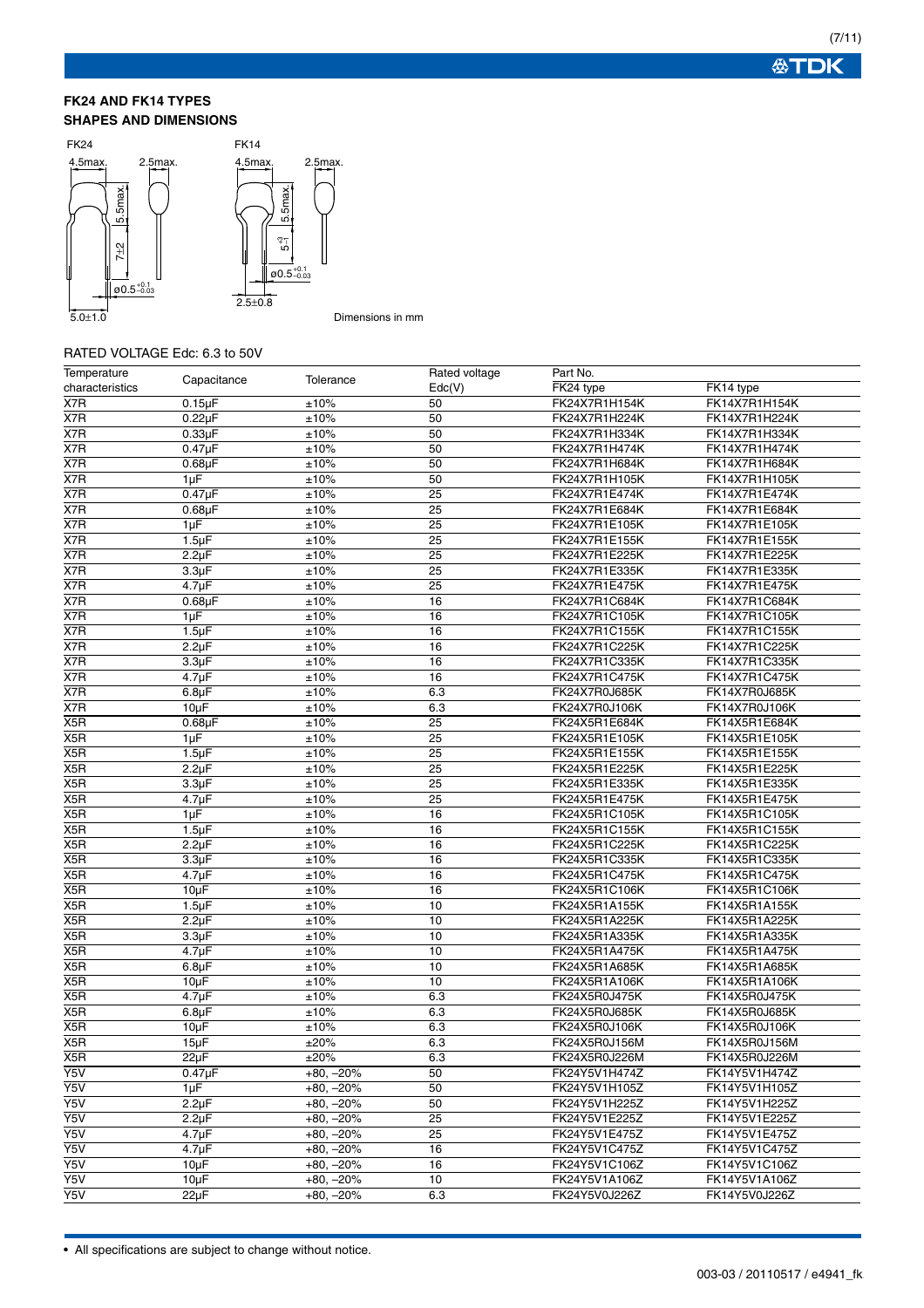### FK24 AND FK14 TYPES

### SHAPES AND DIMENSIONS

FK24

4.5max. 2.5max. 5.5max. 7±2 ø0.5 $^{+0.1}_{-0.03}$ 5.0±1.0

FK14

4.5max. 2.5max. 5.5max. $5^{+3}_{-1}$ ø0.5 $^{+0.1}_{-0.03}$ 2.5±0.8

Dimensions in mm

RATED VOLTAGE Edc: 6.3 to 50V

| Temperature characteristics | Capacitance | Tolerance | Rated voltage Edc(V) | Part No. FK24 type | Part No. FK14 type |
|---|---|---|---|---|---|
| X7R | 0.15μF | ±10% | 50 | FK24X7R1H154K | FK14X7R1H154K |
| X7R | 0.22μF | ±10% | 50 | FK24X7R1H224K | FK14X7R1H224K |
| X7R | 0.33μF | ±10% | 50 | FK24X7R1H334K | FK14X7R1H334K |
| X7R | 0.47μF | ±10% | 50 | FK24X7R1H474K | FK14X7R1H474K |
| X7R | 0.68μF | ±10% | 50 | FK24X7R1H684K | FK14X7R1H684K |
| X7R | 1μF | ±10% | 50 | FK24X7R1H105K | FK14X7R1H105K |
| X7R | 0.47μF | ±10% | 25 | FK24X7R1E474K | FK14X7R1E474K |
| X7R | 0.68μF | ±10% | 25 | FK24X7R1E684K | FK14X7R1E684K |
| X7R | 1μF | ±10% | 25 | FK24X7R1E105K | FK14X7R1E105K |
| X7R | 1.5μF | ±10% | 25 | FK24X7R1E155K | FK14X7R1E155K |
| X7R | 2.2μF | ±10% | 25 | FK24X7R1E225K | FK14X7R1E225K |
| X7R | 3.3μF | ±10% | 25 | FK24X7R1E335K | FK14X7R1E335K |
| X7R | 4.7μF | ±10% | 25 | FK24X7R1E475K | FK14X7R1E475K |
| X7R | 0.68μF | ±10% | 16 | FK24X7R1C684K | FK14X7R1C684K |
| X7R | 1μF | ±10% | 16 | FK24X7R1C105K | FK14X7R1C105K |
| X7R | 1.5μF | ±10% | 16 | FK24X7R1C155K | FK14X7R1C155K |
| X7R | 2.2μF | ±10% | 16 | FK24X7R1C225K | FK14X7R1C225K |
| X7R | 3.3μF | ±10% | 16 | FK24X7R1C335K | FK14X7R1C335K |
| X7R | 4.7μF | ±10% | 16 | FK24X7R1C475K | FK14X7R1C475K |
| X7R | 6.8μF | ±10% | 6.3 | FK24X7R0J685K | FK14X7R0J685K |
| X7R | 10μF | ±10% | 6.3 | FK24X7R0J106K | FK14X7R0J106K |
| X5R | 0.68μF | ±10% | 25 | FK24X5R1E684K | FK14X5R1E684K |
| X5R | 1μF | ±10% | 25 | FK24X5R1E105K | FK14X5R1E105K |
| X5R | 1.5μF | ±10% | 25 | FK24X5R1E155K | FK14X5R1E155K |
| X5R | 2.2μF | ±10% | 25 | FK24X5R1E225K | FK14X5R1E225K |
| X5R | 3.3μF | ±10% | 25 | FK24X5R1E335K | FK14X5R1E335K |
| X5R | 4.7μF | ±10% | 25 | FK24X5R1E475K | FK14X5R1E475K |
| X5R | 1μF | ±10% | 16 | FK24X5R1C105K | FK14X5R1C105K |
| X5R | 1.5μF | ±10% | 16 | FK24X5R1C155K | FK14X5R1C155K |
| X5R | 2.2μF | ±10% | 16 | FK24X5R1C225K | FK14X5R1C225K |
| X5R | 3.3μF | ±10% | 16 | FK24X5R1C335K | FK14X5R1C335K |
| X5R | 4.7μF | ±10% | 16 | FK24X5R1C475K | FK14X5R1C475K |
| X5R | 10μF | ±10% | 16 | FK24X5R1C106K | FK14X5R1C106K |
| X5R | 1.5μF | ±10% | 10 | FK24X5R1A155K | FK14X5R1A155K |
| X5R | 2.2μF | ±10% | 10 | FK24X5R1A225K | FK14X5R1A225K |
| X5R | 3.3μF | ±10% | 10 | FK24X5R1A335K | FK14X5R1A335K |
| X5R | 4.7μF | ±10% | 10 | FK24X5R1A475K | FK14X5R1A475K |
| X5R | 6.8μF | ±10% | 10 | FK24X5R1A685K | FK14X5R1A685K |
| X5R | 10μF | ±10% | 10 | FK24X5R1A106K | FK14X5R1A106K |
| X5R | 4.7μF | ±10% | 6.3 | FK24X5R0J475K | FK14X5R0J475K |
| X5R | 6.8μF | ±10% | 6.3 | FK24X5R0J685K | FK14X5R0J685K |
| X5R | 10μF | ±10% | 6.3 | FK24X5R0J106K | FK14X5R0J106K |
| X5R | 15μF | ±20% | 6.3 | FK24X5R0J156M | FK14X5R0J156M |
| X5R | 22μF | ±20% | 6.3 | FK24X5R0J226M | FK14X5R0J226M |
| Y5V | 0.47μF | +80, –20% | 50 | FK24Y5V1H474Z | FK14Y5V1H474Z |
| Y5V | 1μF | +80, –20% | 50 | FK24Y5V1H105Z | FK14Y5V1H105Z |
| Y5V | 2.2μF | +80, –20% | 50 | FK24Y5V1H225Z | FK14Y5V1H225Z |
| Y5V | 2.2μF | +80, –20% | 25 | FK24Y5V1E225Z | FK14Y5V1E225Z |
| Y5V | 4.7μF | +80, –20% | 25 | FK24Y5V1E475Z | FK14Y5V1E475Z |
| Y5V | 4.7μF | +80, –20% | 16 | FK24Y5V1C475Z | FK14Y5V1C475Z |
| Y5V | 10μF | +80, –20% | 16 | FK24Y5V1C106Z | FK14Y5V1C106Z |
| Y5V | 10μF | +80, –20% | 10 | FK24Y5V1A106Z | FK14Y5V1A106Z |
| Y5V | 22μF | +80, –20% | 6.3 | FK24Y5V0J226Z | FK14Y5V0J226Z |

• All specifications are subject to change without notice.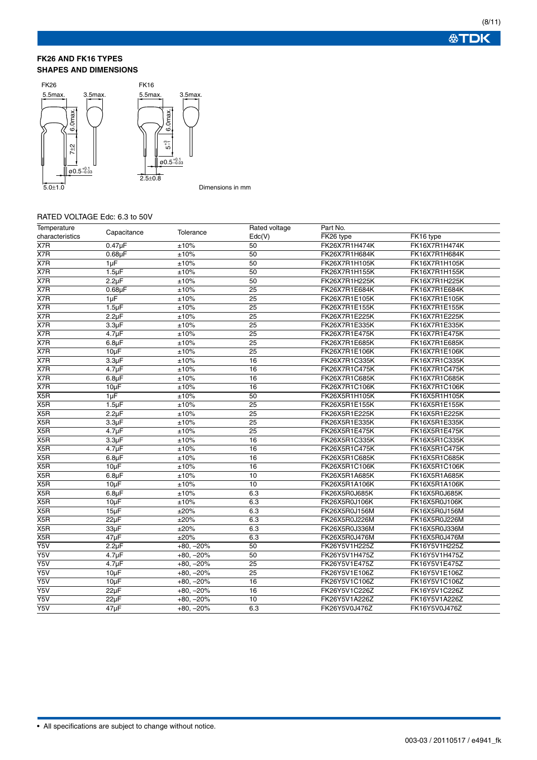## FK26 AND FK16 TYPES
## SHAPES AND DIMENSIONS

FK26

5.5max. 3.5max.

6.0max.

7±2

ø0.5$^{+0.1}_{-0.03}$

5.0±1.0

FK16

5.5max. 3.5max.

6.0max.

$5^{+3}_{-1}$

ø0.5$^{+0.1}_{-0.03}$

2.5±0.8

Dimensions in mm

RATED VOLTAGE Edc: 6.3 to 50V

| Temperature characteristics | Capacitance | Tolerance | Rated voltage Edc(V) | Part No. FK26 type | FK16 type |
|---|---|---|---|---|---|
| X7R | 0.47µF | ±10% | 50 | FK26X7R1H474K | FK16X7R1H474K |
| X7R | 0.68µF | ±10% | 50 | FK26X7R1H684K | FK16X7R1H684K |
| X7R | 1µF | ±10% | 50 | FK26X7R1H105K | FK16X7R1H105K |
| X7R | 1.5µF | ±10% | 50 | FK26X7R1H155K | FK16X7R1H155K |
| X7R | 2.2µF | ±10% | 50 | FK26X7R1H225K | FK16X7R1H225K |
| X7R | 0.68µF | ±10% | 25 | FK26X7R1E684K | FK16X7R1E684K |
| X7R | 1µF | ±10% | 25 | FK26X7R1E105K | FK16X7R1E105K |
| X7R | 1.5µF | ±10% | 25 | FK26X7R1E155K | FK16X7R1E155K |
| X7R | 2.2µF | ±10% | 25 | FK26X7R1E225K | FK16X7R1E225K |
| X7R | 3.3µF | ±10% | 25 | FK26X7R1E335K | FK16X7R1E335K |
| X7R | 4.7µF | ±10% | 25 | FK26X7R1E475K | FK16X7R1E475K |
| X7R | 6.8µF | ±10% | 25 | FK26X7R1E685K | FK16X7R1E685K |
| X7R | 10µF | ±10% | 25 | FK26X7R1E106K | FK16X7R1E106K |
| X7R | 3.3µF | ±10% | 16 | FK26X7R1C335K | FK16X7R1C335K |
| X7R | 4.7µF | ±10% | 16 | FK26X7R1C475K | FK16X7R1C475K |
| X7R | 6.8µF | ±10% | 16 | FK26X7R1C685K | FK16X7R1C685K |
| X7R | 10µF | ±10% | 16 | FK26X7R1C106K | FK16X7R1C106K |
| X5R | 1µF | ±10% | 50 | FK26X5R1H105K | FK16X5R1H105K |
| X5R | 1.5µF | ±10% | 25 | FK26X5R1E155K | FK16X5R1E155K |
| X5R | 2.2µF | ±10% | 25 | FK26X5R1E225K | FK16X5R1E225K |
| X5R | 3.3µF | ±10% | 25 | FK26X5R1E335K | FK16X5R1E335K |
| X5R | 4.7µF | ±10% | 25 | FK26X5R1E475K | FK16X5R1E475K |
| X5R | 3.3µF | ±10% | 16 | FK26X5R1C335K | FK16X5R1C335K |
| X5R | 4.7µF | ±10% | 16 | FK26X5R1C475K | FK16X5R1C475K |
| X5R | 6.8µF | ±10% | 16 | FK26X5R1C685K | FK16X5R1C685K |
| X5R | 10µF | ±10% | 16 | FK26X5R1C106K | FK16X5R1C106K |
| X5R | 6.8µF | ±10% | 10 | FK26X5R1A685K | FK16X5R1A685K |
| X5R | 10µF | ±10% | 10 | FK26X5R1A106K | FK16X5R1A106K |
| X5R | 6.8µF | ±10% | 6.3 | FK26X5R0J685K | FK16X5R0J685K |
| X5R | 10µF | ±10% | 6.3 | FK26X5R0J106K | FK16X5R0J106K |
| X5R | 15µF | ±20% | 6.3 | FK26X5R0J156M | FK16X5R0J156M |
| X5R | 22µF | ±20% | 6.3 | FK26X5R0J226M | FK16X5R0J226M |
| X5R | 33µF | ±20% | 6.3 | FK26X5R0J336M | FK16X5R0J336M |
| X5R | 47µF | ±20% | 6.3 | FK26X5R0J476M | FK16X5R0J476M |
| Y5V | 2.2µF | +80, –20% | 50 | FK26Y5V1H225Z | FK16Y5V1H225Z |
| Y5V | 4.7µF | +80, –20% | 50 | FK26Y5V1H475Z | FK16Y5V1H475Z |
| Y5V | 4.7µF | +80, –20% | 25 | FK26Y5V1E475Z | FK16Y5V1E475Z |
| Y5V | 10µF | +80, –20% | 25 | FK26Y5V1E106Z | FK16Y5V1E106Z |
| Y5V | 10µF | +80, –20% | 16 | FK26Y5V1C106Z | FK16Y5V1C106Z |
| Y5V | 22µF | +80, –20% | 16 | FK26Y5V1C226Z | FK16Y5V1C226Z |
| Y5V | 22µF | +80, –20% | 10 | FK26Y5V1A226Z | FK16Y5V1A226Z |
| Y5V | 47µF | +80, –20% | 6.3 | FK26Y5V0J476Z | FK16Y5V0J476Z |

• All specifications are subject to change without notice.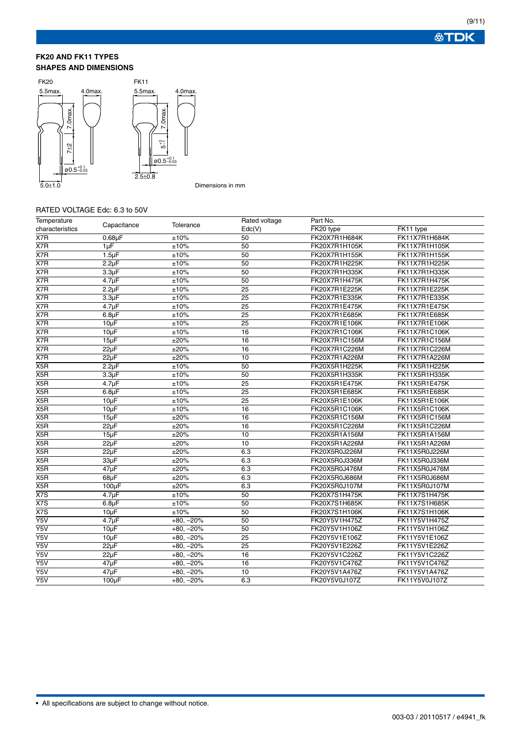### FK20 AND FK11 TYPES
### SHAPES AND DIMENSIONS

FK20

5.5max. 4.0max. 7.0max. 7±2 ø0.5$^{+0.1}_{-0.03}$ 5.0±1.0

FK11

5.5max. 4.0max. 7.0max. $5^{+3}_{-1}$ ø0.5$^{+0.1}_{-0.03}$ 2.5±0.8

Dimensions in mm

RATED VOLTAGE Edc: 6.3 to 50V

| Temperature characteristics | Capacitance | Tolerance | Rated voltage Edc(V) | Part No. FK20 type | Part No. FK11 type |
|---|---|---|---|---|---|
| X7R | 0.68μF | ±10% | 50 | FK20X7R1H684K | FK11X7R1H684K |
| X7R | 1μF | ±10% | 50 | FK20X7R1H105K | FK11X7R1H105K |
| X7R | 1.5μF | ±10% | 50 | FK20X7R1H155K | FK11X7R1H155K |
| X7R | 2.2μF | ±10% | 50 | FK20X7R1H225K | FK11X7R1H225K |
| X7R | 3.3μF | ±10% | 50 | FK20X7R1H335K | FK11X7R1H335K |
| X7R | 4.7μF | ±10% | 50 | FK20X7R1H475K | FK11X7R1H475K |
| X7R | 2.2μF | ±10% | 25 | FK20X7R1E225K | FK11X7R1E225K |
| X7R | 3.3μF | ±10% | 25 | FK20X7R1E335K | FK11X7R1E335K |
| X7R | 4.7μF | ±10% | 25 | FK20X7R1E475K | FK11X7R1E475K |
| X7R | 6.8μF | ±10% | 25 | FK20X7R1E685K | FK11X7R1E685K |
| X7R | 10μF | ±10% | 25 | FK20X7R1E106K | FK11X7R1E106K |
| X7R | 10μF | ±10% | 16 | FK20X7R1C106K | FK11X7R1C106K |
| X7R | 15μF | ±20% | 16 | FK20X7R1C156M | FK11X7R1C156M |
| X7R | 22μF | ±20% | 16 | FK20X7R1C226M | FK11X7R1C226M |
| X7R | 22μF | ±20% | 10 | FK20X7R1A226M | FK11X7R1A226M |
| X5R | 2.2μF | ±10% | 50 | FK20X5R1H225K | FK11X5R1H225K |
| X5R | 3.3μF | ±10% | 50 | FK20X5R1H335K | FK11X5R1H335K |
| X5R | 4.7μF | ±10% | 25 | FK20X5R1E475K | FK11X5R1E475K |
| X5R | 6.8μF | ±10% | 25 | FK20X5R1E685K | FK11X5R1E685K |
| X5R | 10μF | ±10% | 25 | FK20X5R1E106K | FK11X5R1E106K |
| X5R | 10μF | ±10% | 16 | FK20X5R1C106K | FK11X5R1C106K |
| X5R | 15μF | ±20% | 16 | FK20X5R1C156M | FK11X5R1C156M |
| X5R | 22μF | ±20% | 16 | FK20X5R1C226M | FK11X5R1C226M |
| X5R | 15μF | ±20% | 10 | FK20X5R1A156M | FK11X5R1A156M |
| X5R | 22μF | ±20% | 10 | FK20X5R1A226M | FK11X5R1A226M |
| X5R | 22μF | ±20% | 6.3 | FK20X5R0J226M | FK11X5R0J226M |
| X5R | 33μF | ±20% | 6.3 | FK20X5R0J336M | FK11X5R0J336M |
| X5R | 47μF | ±20% | 6.3 | FK20X5R0J476M | FK11X5R0J476M |
| X5R | 68μF | ±20% | 6.3 | FK20X5R0J686M | FK11X5R0J686M |
| X5R | 100μF | ±20% | 6.3 | FK20X5R0J107M | FK11X5R0J107M |
| X7S | 4.7μF | ±10% | 50 | FK20X7S1H475K | FK11X7S1H475K |
| X7S | 6.8μF | ±10% | 50 | FK20X7S1H685K | FK11X7S1H685K |
| X7S | 10μF | ±10% | 50 | FK20X7S1H106K | FK11X7S1H106K |
| Y5V | 4.7μF | +80, –20% | 50 | FK20Y5V1H475Z | FK11Y5V1H475Z |
| Y5V | 10μF | +80, –20% | 50 | FK20Y5V1H106Z | FK11Y5V1H106Z |
| Y5V | 10μF | +80, –20% | 25 | FK20Y5V1E106Z | FK11Y5V1E106Z |
| Y5V | 22μF | +80, –20% | 25 | FK20Y5V1E226Z | FK11Y5V1E226Z |
| Y5V | 22μF | +80, –20% | 16 | FK20Y5V1C226Z | FK11Y5V1C226Z |
| Y5V | 47μF | +80, –20% | 16 | FK20Y5V1C476Z | FK11Y5V1C476Z |
| Y5V | 47μF | +80, –20% | 10 | FK20Y5V1A476Z | FK11Y5V1A476Z |
| Y5V | 100μF | +80, –20% | 6.3 | FK20Y5V0J107Z | FK11Y5V0J107Z |

- All specifications are subject to change without notice.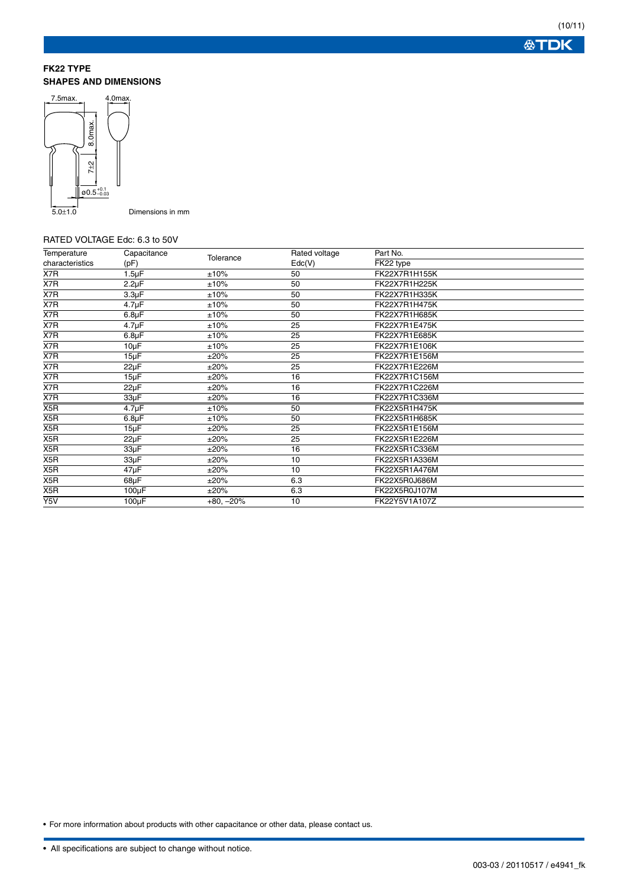## FK22 TYPE

### SHAPES AND DIMENSIONS

7.5max.   4.0max.

8.0max.

7±2

ø0.5 $^{+0.1}_{-0.03}$

5.0±1.0

Dimensions in mm

RATED VOLTAGE Edc: 6.3 to 50V

| Temperature characteristics | Capacitance (pF) | Tolerance | Rated voltage Edc(V) | Part No. FK22 type |
|---|---|---|---|---|
| X7R | 1.5μF | ±10% | 50 | FK22X7R1H155K |
| X7R | 2.2μF | ±10% | 50 | FK22X7R1H225K |
| X7R | 3.3μF | ±10% | 50 | FK22X7R1H335K |
| X7R | 4.7μF | ±10% | 50 | FK22X7R1H475K |
| X7R | 6.8μF | ±10% | 50 | FK22X7R1H685K |
| X7R | 4.7μF | ±10% | 25 | FK22X7R1E475K |
| X7R | 6.8μF | ±10% | 25 | FK22X7R1E685K |
| X7R | 10μF | ±10% | 25 | FK22X7R1E106K |
| X7R | 15μF | ±20% | 25 | FK22X7R1E156M |
| X7R | 22μF | ±20% | 25 | FK22X7R1E226M |
| X7R | 15μF | ±20% | 16 | FK22X7R1C156M |
| X7R | 22μF | ±20% | 16 | FK22X7R1C226M |
| X7R | 33μF | ±20% | 16 | FK22X7R1C336M |
| X5R | 4.7μF | ±10% | 50 | FK22X5R1H475K |
| X5R | 6.8μF | ±10% | 50 | FK22X5R1H685K |
| X5R | 15μF | ±20% | 25 | FK22X5R1E156M |
| X5R | 22μF | ±20% | 25 | FK22X5R1E226M |
| X5R | 33μF | ±20% | 16 | FK22X5R1C336M |
| X5R | 33μF | ±20% | 10 | FK22X5R1A336M |
| X5R | 47μF | ±20% | 10 | FK22X5R1A476M |
| X5R | 68μF | ±20% | 6.3 | FK22X5R0J686M |
| X5R | 100μF | ±20% | 6.3 | FK22X5R0J107M |
| Y5V | 100μF | +80, –20% | 10 | FK22Y5V1A107Z |

• For more information about products with other capacitance or other data, please contact us.

• All specifications are subject to change without notice.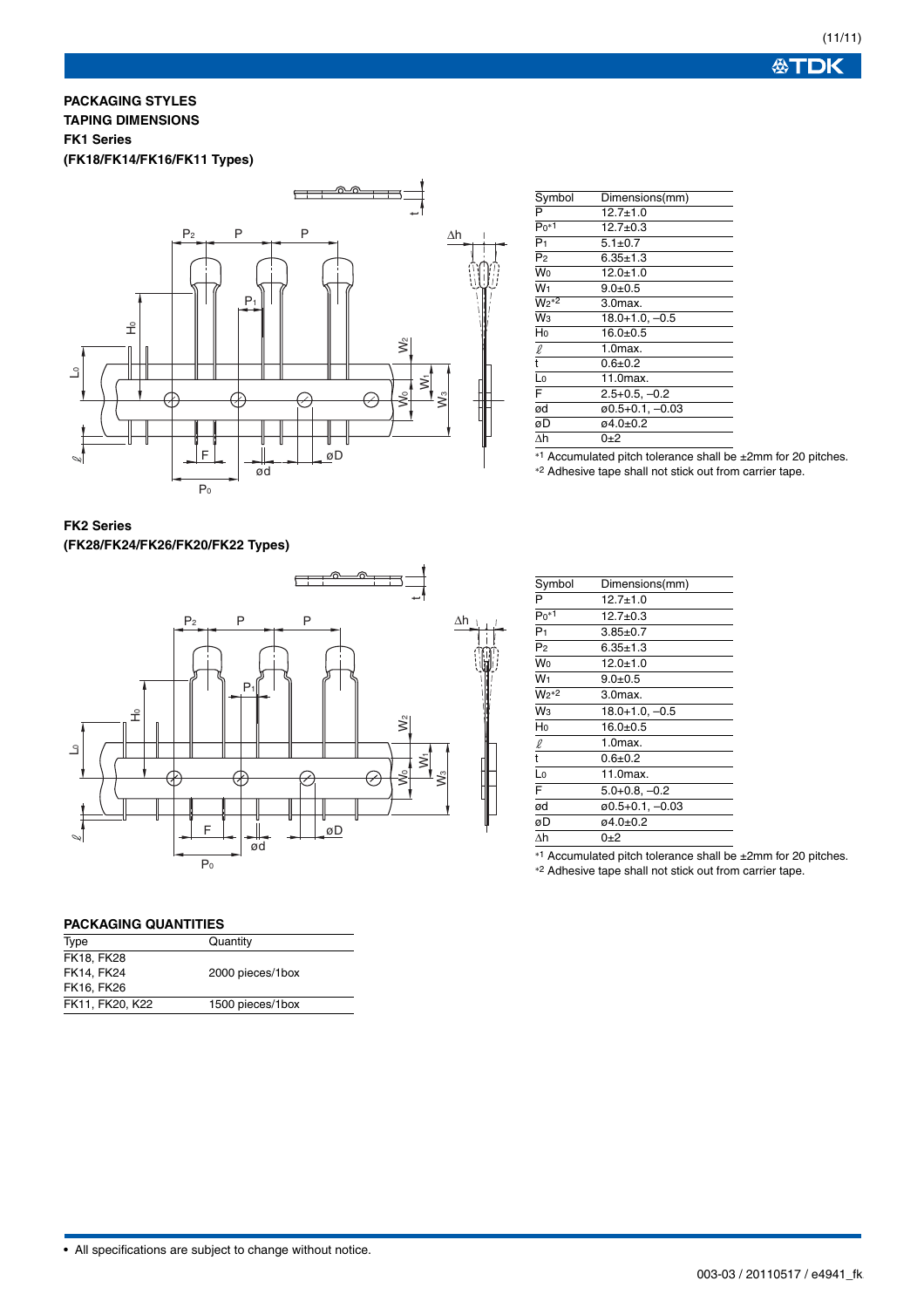## PACKAGING STYLES

## TAPING DIMENSIONS

### FK1 Series
### (FK18/FK14/FK16/FK11 Types)

| Symbol | Dimensions(mm) |
|---|---|
| P | 12.7±1.0 |
| $P_0$*1 | 12.7±0.3 |
| $P_1$ | 5.1±0.7 |
| $P_2$ | 6.35±1.3 |
| $W_0$ | 12.0±1.0 |
| $W_1$ | 9.0±0.5 |
| $W_2$*2 | 3.0max. |
| $W_3$ | 18.0+1.0, –0.5 |
| $H_0$ | 16.0±0.5 |
| ℓ | 1.0max. |
| t | 0.6±0.2 |
| $L_0$ | 11.0max. |
| F | 2.5+0.5, –0.2 |
| ød | ø0.5+0.1, –0.03 |
| øD | ø4.0±0.2 |
| Δh | 0±2 |

*1 Accumulated pitch tolerance shall be ±2mm for 20 pitches.
*2 Adhesive tape shall not stick out from carrier tape.

### FK2 Series
### (FK28/FK24/FK26/FK20/FK22 Types)

| Symbol | Dimensions(mm) |
|---|---|
| P | 12.7±1.0 |
| $P_0$*1 | 12.7±0.3 |
| $P_1$ | 3.85±0.7 |
| $P_2$ | 6.35±1.3 |
| $W_0$ | 12.0±1.0 |
| $W_1$ | 9.0±0.5 |
| $W_2$*2 | 3.0max. |
| $W_3$ | 18.0+1.0, –0.5 |
| $H_0$ | 16.0±0.5 |
| ℓ | 1.0max. |
| t | 0.6±0.2 |
| $L_0$ | 11.0max. |
| F | 5.0+0.8, –0.2 |
| ød | ø0.5+0.1, –0.03 |
| øD | ø4.0±0.2 |
| Δh | 0±2 |

*1 Accumulated pitch tolerance shall be ±2mm for 20 pitches.
*2 Adhesive tape shall not stick out from carrier tape.

## PACKAGING QUANTITIES

| Type | Quantity |
|---|---|
| FK18, FK28<br>FK14, FK24<br>FK16, FK26 | 2000 pieces/1box |
| FK11, FK20, K22 | 1500 pieces/1box |

• All specifications are subject to change without notice.

003-03 / 20110517 / e4941_fk